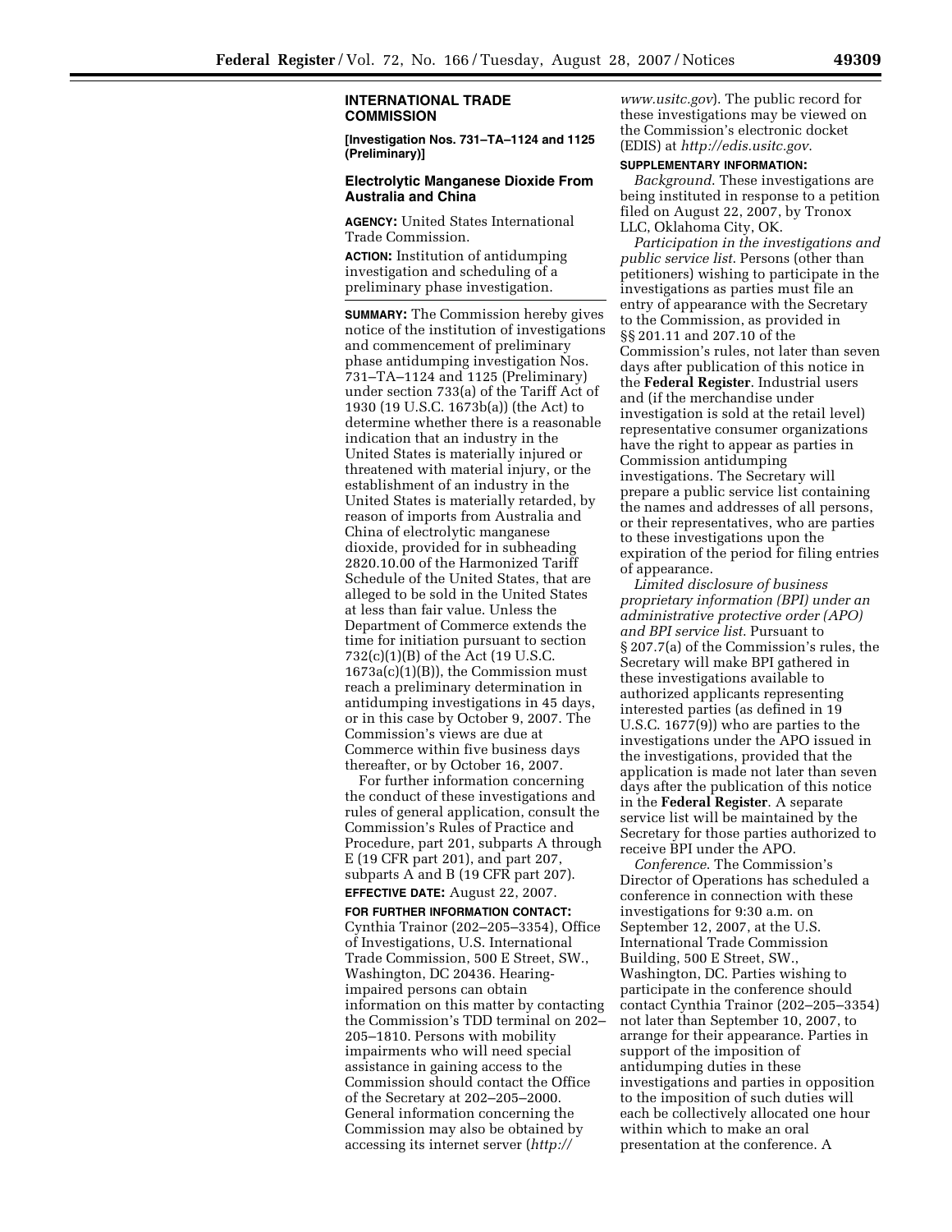## INTERNATIONAL TRADE COMMISSION

**[Investigation Nos. 731–TA–1124 and 1125 (Preliminary)]**

### Electrolytic Manganese Dioxide From Australia and China

**AGENCY:** United States International Trade Commission.

**ACTION:** Institution of antidumping investigation and scheduling of a preliminary phase investigation.

**SUMMARY:** The Commission hereby gives notice of the institution of investigations and commencement of preliminary phase antidumping investigation Nos. 731–TA–1124 and 1125 (Preliminary) under section 733(a) of the Tariff Act of 1930 (19 U.S.C. 1673b(a)) (the Act) to determine whether there is a reasonable indication that an industry in the United States is materially injured or threatened with material injury, or the establishment of an industry in the United States is materially retarded, by reason of imports from Australia and China of electrolytic manganese dioxide, provided for in subheading 2820.10.00 of the Harmonized Tariff Schedule of the United States, that are alleged to be sold in the United States at less than fair value. Unless the Department of Commerce extends the time for initiation pursuant to section 732(c)(1)(B) of the Act (19 U.S.C. 1673a(c)(1)(B)), the Commission must reach a preliminary determination in antidumping investigations in 45 days, or in this case by October 9, 2007. The Commission's views are due at Commerce within five business days thereafter, or by October 16, 2007.

For further information concerning the conduct of these investigations and rules of general application, consult the Commission's Rules of Practice and Procedure, part 201, subparts A through E (19 CFR part 201), and part 207, subparts A and B (19 CFR part 207).

**EFFECTIVE DATE:** August 22, 2007.

**FOR FURTHER INFORMATION CONTACT:** Cynthia Trainor (202–205–3354), Office of Investigations, U.S. International Trade Commission, 500 E Street, SW., Washington, DC 20436. Hearing-impaired persons can obtain information on this matter by contacting the Commission's TDD terminal on 202–205–1810. Persons with mobility impairments who will need special assistance in gaining access to the Commission should contact the Office of the Secretary at 202–205–2000. General information concerning the Commission may also be obtained by accessing its internet server (*http://www.usitc.gov*). The public record for these investigations may be viewed on the Commission's electronic docket (EDIS) at *http://edis.usitc.gov*.

**SUPPLEMENTARY INFORMATION:**

*Background.* These investigations are being instituted in response to a petition filed on August 22, 2007, by Tronox LLC, Oklahoma City, OK.

*Participation in the investigations and public service list.* Persons (other than petitioners) wishing to participate in the investigations as parties must file an entry of appearance with the Secretary to the Commission, as provided in §§ 201.11 and 207.10 of the Commission's rules, not later than seven days after publication of this notice in the **Federal Register**. Industrial users and (if the merchandise under investigation is sold at the retail level) representative consumer organizations have the right to appear as parties in Commission antidumping investigations. The Secretary will prepare a public service list containing the names and addresses of all persons, or their representatives, who are parties to these investigations upon the expiration of the period for filing entries of appearance.

*Limited disclosure of business proprietary information (BPI) under an administrative protective order (APO) and BPI service list.* Pursuant to § 207.7(a) of the Commission's rules, the Secretary will make BPI gathered in these investigations available to authorized applicants representing interested parties (as defined in 19 U.S.C. 1677(9)) who are parties to the investigations under the APO issued in the investigations, provided that the application is made not later than seven days after the publication of this notice in the **Federal Register**. A separate service list will be maintained by the Secretary for those parties authorized to receive BPI under the APO.

*Conference.* The Commission's Director of Operations has scheduled a conference in connection with these investigations for 9:30 a.m. on September 12, 2007, at the U.S. International Trade Commission Building, 500 E Street, SW., Washington, DC. Parties wishing to participate in the conference should contact Cynthia Trainor (202–205–3354) not later than September 10, 2007, to arrange for their appearance. Parties in support of the imposition of antidumping duties in these investigations and parties in opposition to the imposition of such duties will each be collectively allocated one hour within which to make an oral presentation at the conference. A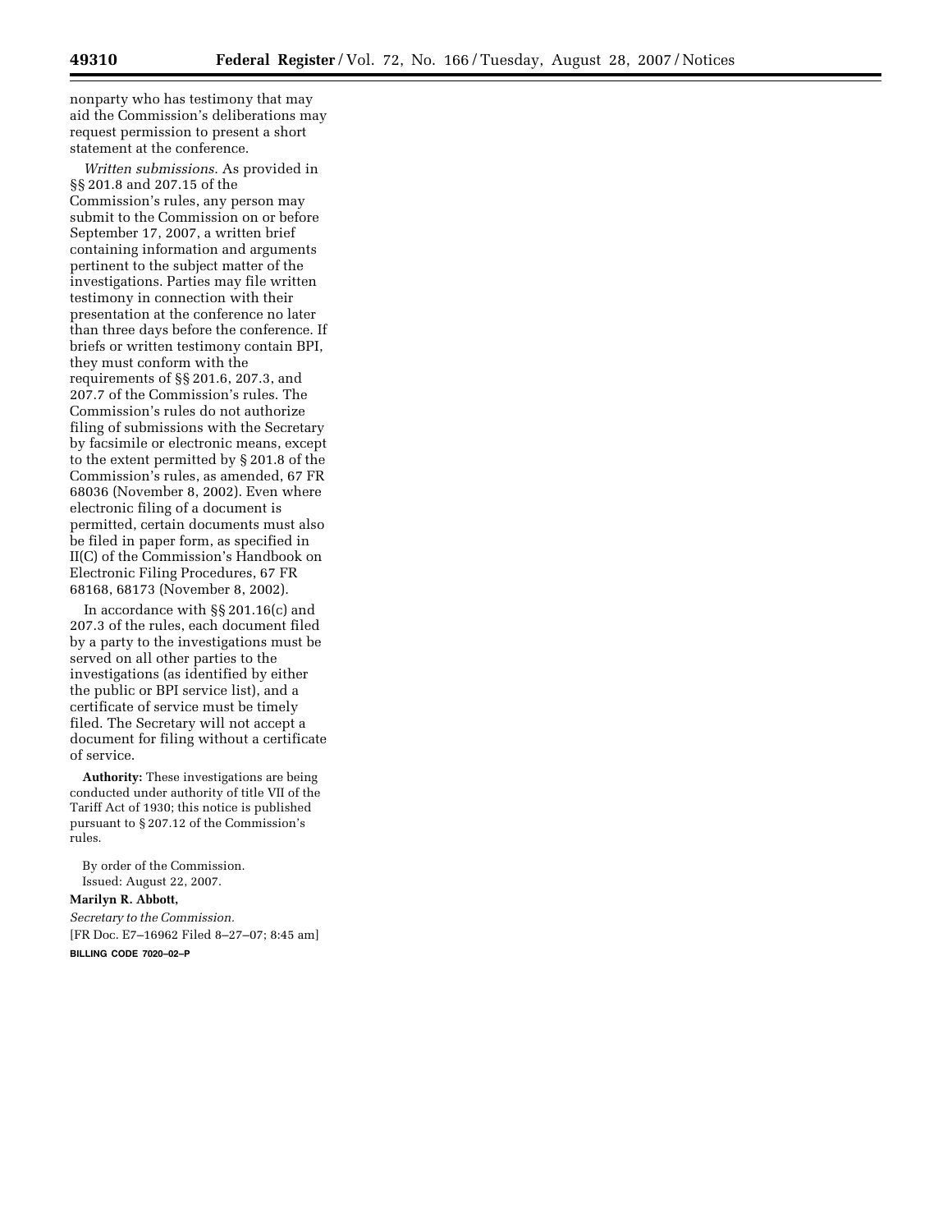nonparty who has testimony that may aid the Commission's deliberations may request permission to present a short statement at the conference.

*Written submissions.* As provided in §§ 201.8 and 207.15 of the Commission's rules, any person may submit to the Commission on or before September 17, 2007, a written brief containing information and arguments pertinent to the subject matter of the investigations. Parties may file written testimony in connection with their presentation at the conference no later than three days before the conference. If briefs or written testimony contain BPI, they must conform with the requirements of §§ 201.6, 207.3, and 207.7 of the Commission's rules. The Commission's rules do not authorize filing of submissions with the Secretary by facsimile or electronic means, except to the extent permitted by § 201.8 of the Commission's rules, as amended, 67 FR 68036 (November 8, 2002). Even where electronic filing of a document is permitted, certain documents must also be filed in paper form, as specified in II(C) of the Commission's Handbook on Electronic Filing Procedures, 67 FR 68168, 68173 (November 8, 2002).

In accordance with §§ 201.16(c) and 207.3 of the rules, each document filed by a party to the investigations must be served on all other parties to the investigations (as identified by either the public or BPI service list), and a certificate of service must be timely filed. The Secretary will not accept a document for filing without a certificate of service.

**Authority:** These investigations are being conducted under authority of title VII of the Tariff Act of 1930; this notice is published pursuant to § 207.12 of the Commission's rules.

By order of the Commission.

Issued: August 22, 2007.

**Marilyn R. Abbott,**

*Secretary to the Commission.*

[FR Doc. E7–16962 Filed 8–27–07; 8:45 am]

**BILLING CODE 7020–02–P**